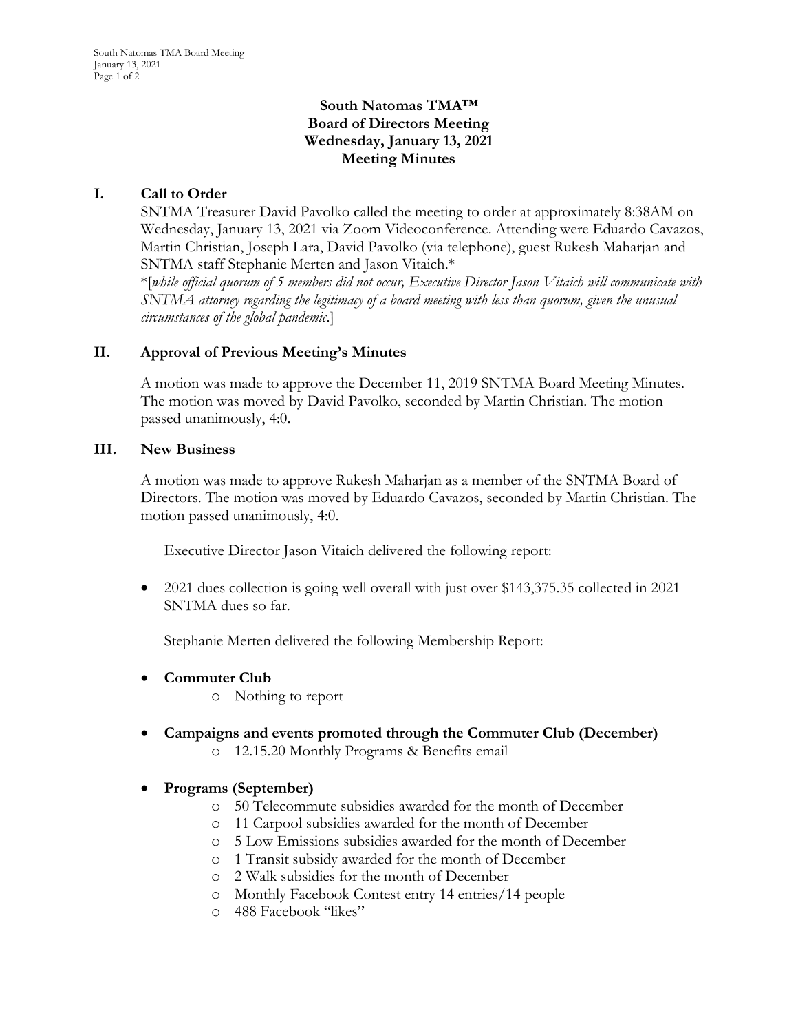# South Natomas TMA™
# Board of Directors Meeting
# Wednesday, January 13, 2021
# Meeting Minutes

## I. Call to Order

SNTMA Treasurer David Pavolko called the meeting to order at approximately 8:38AM on Wednesday, January 13, 2021 via Zoom Videoconference. Attending were Eduardo Cavazos, Martin Christian, Joseph Lara, David Pavolko (via telephone), guest Rukesh Maharjan and SNTMA staff Stephanie Merten and Jason Vitaich.*

*[*while official quorum of 5 members did not occur, Executive Director Jason Vitaich will communicate with SNTMA attorney regarding the legitimacy of a board meeting with less than quorum, given the unusual circumstances of the global pandemic.*]

## II. Approval of Previous Meeting's Minutes

A motion was made to approve the December 11, 2019 SNTMA Board Meeting Minutes. The motion was moved by David Pavolko, seconded by Martin Christian. The motion passed unanimously, 4:0.

## III. New Business

A motion was made to approve Rukesh Maharjan as a member of the SNTMA Board of Directors. The motion was moved by Eduardo Cavazos, seconded by Martin Christian. The motion passed unanimously, 4:0.

Executive Director Jason Vitaich delivered the following report:

- 2021 dues collection is going well overall with just over $143,375.35 collected in 2021 SNTMA dues so far.

Stephanie Merten delivered the following Membership Report:

- **Commuter Club**
  - Nothing to report
- **Campaigns and events promoted through the Commuter Club (December)**
  - 12.15.20 Monthly Programs & Benefits email
- **Programs (September)**
  - 50 Telecommute subsidies awarded for the month of December
  - 11 Carpool subsidies awarded for the month of December
  - 5 Low Emissions subsidies awarded for the month of December
  - 1 Transit subsidy awarded for the month of December
  - 2 Walk subsidies for the month of December
  - Monthly Facebook Contest entry 14 entries/14 people
  - 488 Facebook "likes"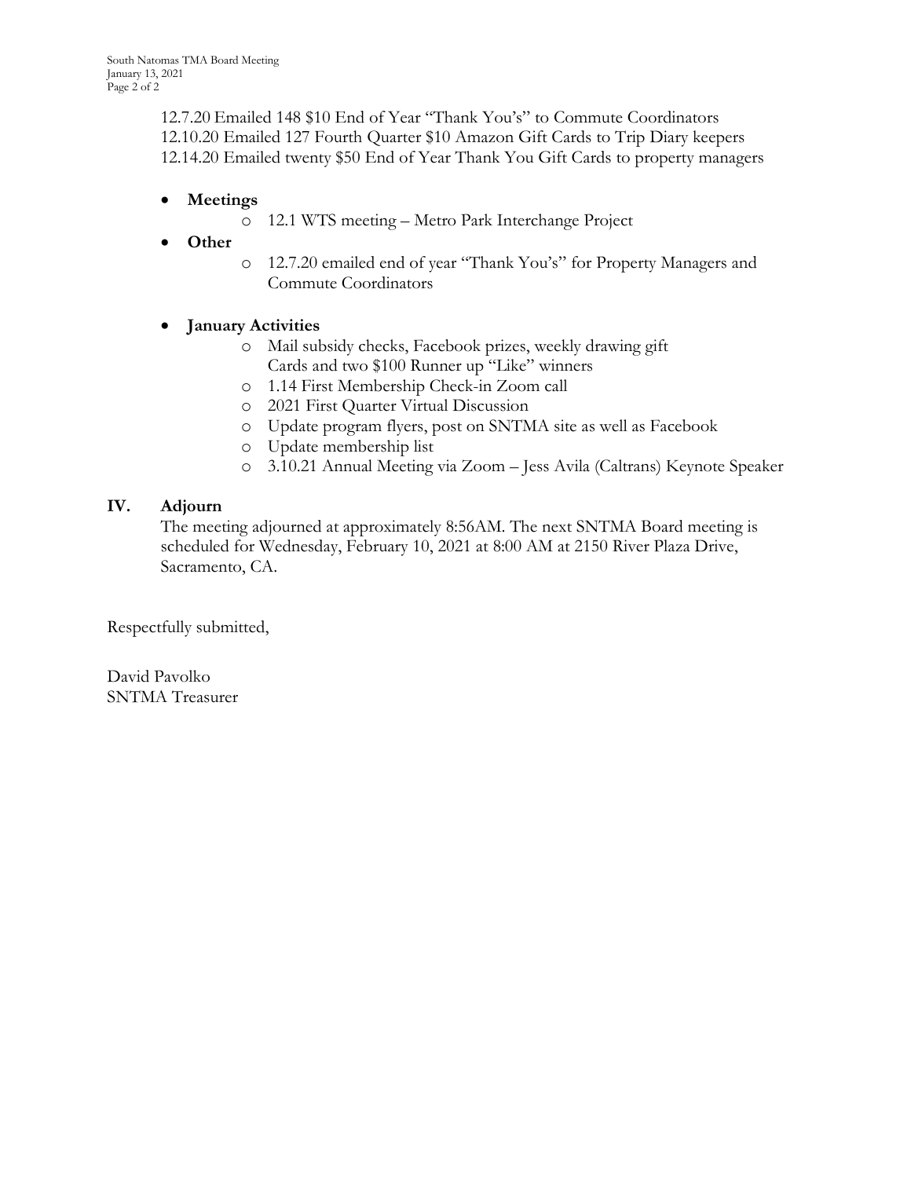12.7.20 Emailed 148 $10 End of Year "Thank You's" to Commute Coordinators
12.10.20 Emailed 127 Fourth Quarter $10 Amazon Gift Cards to Trip Diary keepers
12.14.20 Emailed twenty $50 End of Year Thank You Gift Cards to property managers

- **Meetings**
    - 12.1 WTS meeting – Metro Park Interchange Project
- **Other**
    - 12.7.20 emailed end of year "Thank You's" for Property Managers and Commute Coordinators

- **January Activities**
    - Mail subsidy checks, Facebook prizes, weekly drawing gift Cards and two $100 Runner up "Like" winners
    - 1.14 First Membership Check-in Zoom call
    - 2021 First Quarter Virtual Discussion
    - Update program flyers, post on SNTMA site as well as Facebook
    - Update membership list
    - 3.10.21 Annual Meeting via Zoom – Jess Avila (Caltrans) Keynote Speaker

## IV. Adjourn

The meeting adjourned at approximately 8:56AM. The next SNTMA Board meeting is scheduled for Wednesday, February 10, 2021 at 8:00 AM at 2150 River Plaza Drive, Sacramento, CA.

Respectfully submitted,

David Pavolko
SNTMA Treasurer